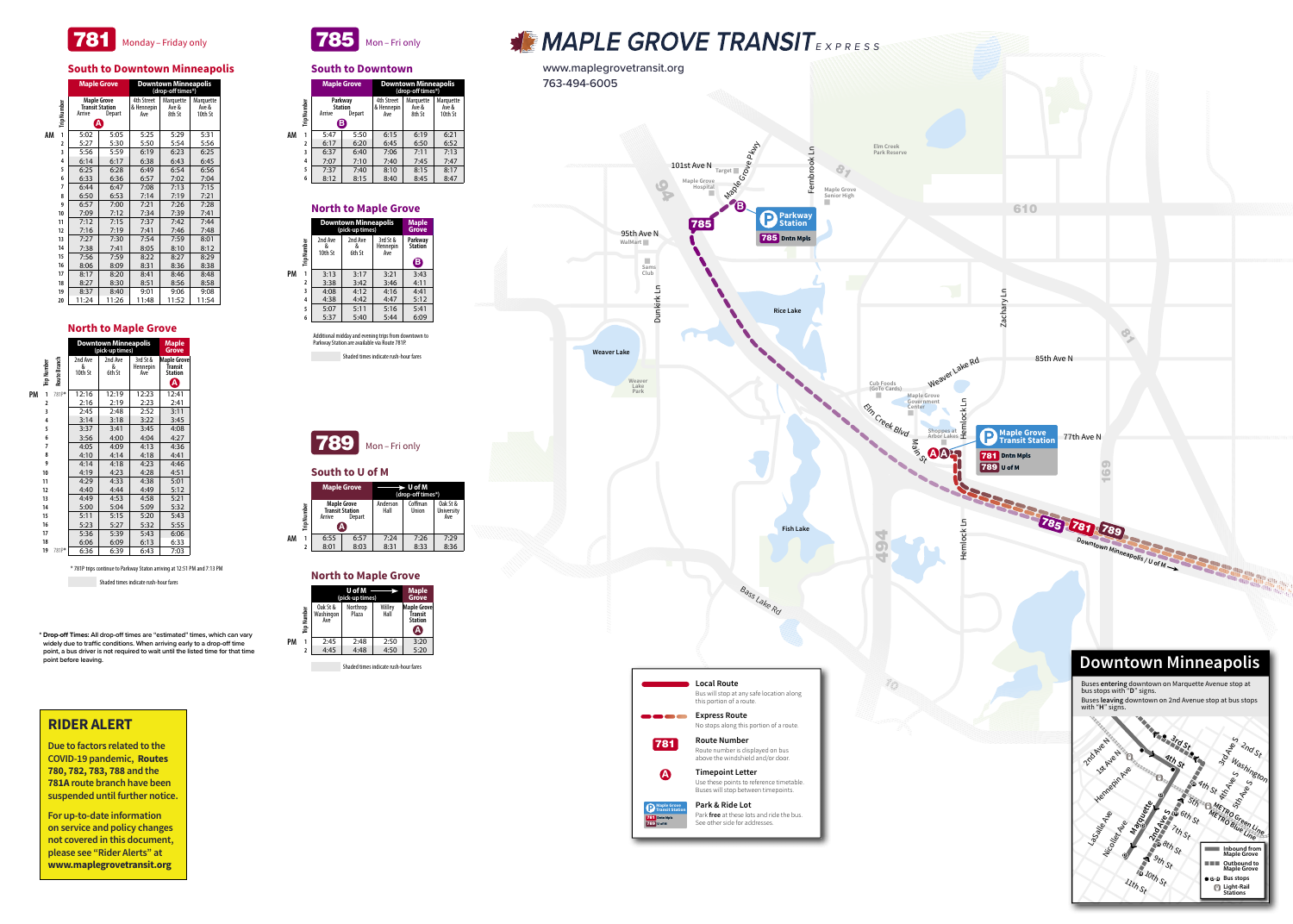# 781 Monday – Friday only

## South to Downtown Minneapolis

| | Trip Number | Maple Grove Transit Station (A) Arrive | Maple Grove Transit Station (A) Depart | Downtown Minneapolis (drop-off times*) 4th Street & Hennepin Ave | Marquette Ave & 8th St | Marquette Ave & 10th St |
|---|---|---|---|---|---|---|
| AM | 1 | 5:02 | 5:05 | 5:25 | 5:29 | 5:31 |
| | 2 | 5:27 | 5:30 | 5:50 | 5:54 | 5:56 |
| | 3 | 5:56 | 5:59 | 6:19 | 6:23 | 6:25 |
| | 4 | 6:14 | 6:17 | 6:38 | 6:43 | 6:45 |
| | 5 | 6:25 | 6:28 | 6:49 | 6:54 | 6:56 |
| | 6 | 6:33 | 6:36 | 6:57 | 7:02 | 7:04 |
| | 7 | 6:44 | 6:47 | 7:08 | 7:13 | 7:15 |
| | 8 | 6:50 | 6:53 | 7:14 | 7:19 | 7:21 |
| | 9 | 6:57 | 7:00 | 7:21 | 7:26 | 7:28 |
| | 10 | 7:09 | 7:12 | 7:34 | 7:39 | 7:41 |
| | 11 | 7:12 | 7:15 | 7:37 | 7:42 | 7:44 |
| | 12 | 7:16 | 7:19 | 7:41 | 7:46 | 7:48 |
| | 13 | 7:27 | 7:30 | 7:54 | 7:59 | 8:01 |
| | 14 | 7:38 | 7:41 | 8:05 | 8:10 | 8:12 |
| | 15 | 7:56 | 7:59 | 8:22 | 8:27 | 8:29 |
| | 16 | 8:06 | 8:09 | 8:31 | 8:36 | 8:38 |
| | 17 | 8:17 | 8:20 | 8:41 | 8:46 | 8:48 |
| | 18 | 8:27 | 8:30 | 8:51 | 8:56 | 8:58 |
| | 19 | 8:37 | 8:40 | 9:01 | 9:06 | 9:08 |
| | 20 | 11:24 | 11:26 | 11:48 | 11:52 | 11:54 |

## North to Maple Grove

| | Trip Number | Route Branch | Downtown Minneapolis (pick-up times) 2nd Ave & 10th St | 2nd Ave & 6th St | 3rd St & Hennepin Ave | Maple Grove Transit Station (A) |
|---|---|---|---|---|---|---|
| PM | 1 | 781P* | 12:16 | 12:19 | 12:23 | 12:41 |
| | 2 | | 2:16 | 2:19 | 2:23 | 2:41 |
| | 3 | | 2:45 | 2:48 | 2:52 | 3:11 |
| | 4 | | 3:14 | 3:18 | 3:22 | 3:45 |
| | 5 | | 3:37 | 3:41 | 3:45 | 4:08 |
| | 6 | | 3:56 | 4:00 | 4:04 | 4:27 |
| | 7 | | 4:05 | 4:09 | 4:13 | 4:36 |
| | 8 | | 4:10 | 4:14 | 4:18 | 4:41 |
| | 9 | | 4:14 | 4:18 | 4:23 | 4:46 |
| | 10 | | 4:19 | 4:23 | 4:28 | 4:51 |
| | 11 | | 4:29 | 4:33 | 4:38 | 5:01 |
| | 12 | | 4:40 | 4:44 | 4:49 | 5:12 |
| | 13 | | 4:49 | 4:53 | 4:58 | 5:21 |
| | 14 | | 5:00 | 5:04 | 5:09 | 5:32 |
| | 15 | | 5:11 | 5:15 | 5:20 | 5:43 |
| | 16 | | 5:23 | 5:27 | 5:32 | 5:55 |
| | 17 | | 5:36 | 5:39 | 5:43 | 6:06 |
| | 18 | | 6:06 | 6:09 | 6:13 | 6:33 |
| | 19 | 781P* | 6:36 | 6:39 | 6:43 | 7:03 |

* 781P trips continue to Parkway Station arriving at 12:51 PM and 7:13 PM

Shaded times indicate rush-hour fares

* **Drop-off Times:** All drop-off times are "estimated" times, which can vary widely due to traffic conditions. When arriving early to a drop-off time point, a bus driver is not required to wait until the listed time for that time point before leaving.

## RIDER ALERT

Due to factors related to the COVID-19 pandemic, **Routes 780, 782, 783, 788** and the **781A** route branch have been suspended until further notice.

For up-to-date information on service and policy changes not covered in this document, please see "Rider Alerts" at **www.maplegrovetransit.org**

# 785 Mon – Fri only

## South to Downtown

| | Trip Number | Parkway Station (B) Arrive | Parkway Station (B) Depart | Downtown Minneapolis (drop-off times*) 4th Street & Hennepin Ave | Marquette Ave & 8th St | Marquette Ave & 10th St |
|---|---|---|---|---|---|---|
| AM | 1 | 5:47 | 5:50 | 6:15 | 6:19 | 6:21 |
| | 2 | 6:17 | 6:20 | 6:45 | 6:50 | 6:52 |
| | 3 | 6:37 | 6:40 | 7:06 | 7:11 | 7:13 |
| | 4 | 7:07 | 7:10 | 7:40 | 7:45 | 7:47 |
| | 5 | 7:37 | 7:40 | 8:10 | 8:15 | 8:17 |
| | 6 | 8:12 | 8:15 | 8:40 | 8:45 | 8:47 |

## North to Maple Grove

| | Trip Number | Downtown Minneapolis (pick-up times) 2nd Ave & 10th St | 2nd Ave & 6th St | 3rd St & Hennepin Ave | Maple Grove Parkway Station (B) |
|---|---|---|---|---|---|
| PM | 1 | 3:13 | 3:17 | 3:21 | 3:43 |
| | 2 | 3:38 | 3:42 | 3:46 | 4:11 |
| | 3 | 4:08 | 4:12 | 4:16 | 4:41 |
| | 4 | 4:38 | 4:42 | 4:47 | 5:12 |
| | 5 | 5:07 | 5:11 | 5:16 | 5:41 |
| | 6 | 5:37 | 5:40 | 5:44 | 6:09 |

Additional midday and evening trips from downtown to Parkway Station are available via Route 781P.

Shaded times indicate rush-hour fares

# 789 Mon – Fri only

## South to U of M

| | Trip Number | Maple Grove Transit Station (A) Arrive | Maple Grove Transit Station (A) Depart | U of M (drop-off times*) Anderson Hall | Coffman Union | Oak St & University Ave |
|---|---|---|---|---|---|---|
| AM | 1 | 6:55 | 6:57 | 7:24 | 7:26 | 7:29 |
| | 2 | 8:01 | 8:03 | 8:31 | 8:33 | 8:36 |

## North to Maple Grove

| | Trip Number | U of M (pick-up times) Oak St & Washington Ave | Northrop Plaza | Willey Hall | Maple Grove Transit Station (A) |
|---|---|---|---|---|---|
| PM | 1 | 2:45 | 2:48 | 2:50 | 3:20 |
| | 2 | 4:45 | 4:48 | 4:50 | 5:20 |

Shaded times indicate rush-hour fares

# MAPLE GROVE TRANSIT EXPRESS

www.maplegrovetransit.org
763-494-6005

Parkway Station: 785 Dntn Mpls

Maple Grove Transit Station: 781 Dntn Mpls, 789 U of M

**Local Route** – Bus will stop at any safe location along this portion of a route.

**Express Route** – No stops along this portion of a route.

**Route Number** – Route number is displayed on bus above the windshield and/or door.

**Timepoint Letter** – Use these points to reference timetable. Buses will stop between timepoints.

**Park & Ride Lot** – Park **free** at these lots and ride the bus. See other side for addresses.

## Downtown Minneapolis

Buses **entering** downtown on Marquette Avenue stop at bus stops with "D" signs.

Buses **leaving** downtown on 2nd Avenue stop at bus stops with "H" signs.

Inbound from Maple Grove · Outbound to Maple Grove · Bus stops · Light-Rail Stations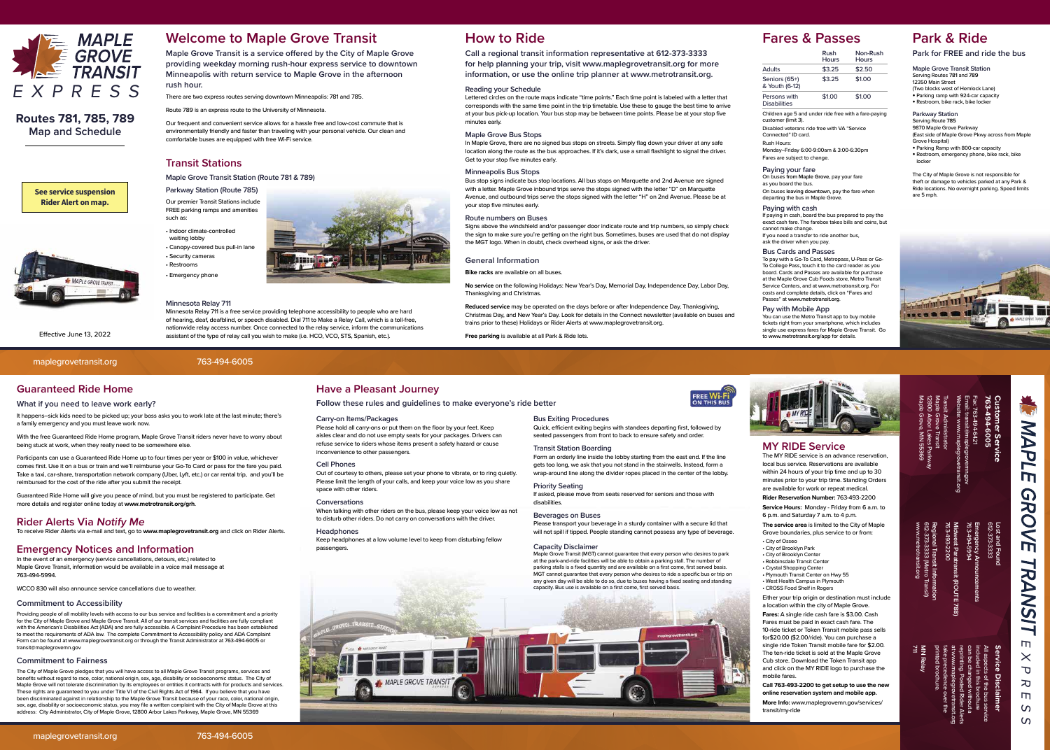# MAPLE GROVE TRANSIT EXPRESS

## Routes 781, 785, 789
Map and Schedule

**See service suspension Rider Alert on map.**

Effective June 13, 2022

## Welcome to Maple Grove Transit

**Maple Grove Transit is a service offered by the City of Maple Grove providing weekday morning rush-hour express service to downtown Minneapolis with return service to Maple Grove in the afternoon rush hour.**

There are two express routes serving downtown Minneapolis: 781 and 785.

Route 789 is an express route to the University of Minnesota.

Our frequent and convenient service allows for a hassle free and low-cost commute that is environmentally friendly and better than traveling with your personal vehicle. Our clean and comfortable buses are equipped with free Wi-Fi service.

## Transit Stations

**Maple Grove Transit Station (Route 781 & 789)**

**Parkway Station (Route 785)**

Our premier Transit Stations include FREE parking ramps and amenities such as:

- Indoor climate-controlled waiting lobby
- Canopy-covered bus pull-in lane
- Security cameras
- Restrooms
- Emergency phone

### Minnesota Relay 711

Minnesota Relay 711 is a free service providing telephone accessibility to people who are hard of hearing, deaf, deafblind, or speech disabled. Dial 711 to Make a Relay Call, which is a toll-free, nationwide relay access number. Once connected to the relay service, inform the communications assistant of the type of relay call you wish to make (i.e. HCO, VCO, STS, Spanish, etc.).

## How to Ride

**Call a regional transit information representative at 612-373-3333 for help planning your trip, visit www.maplegrovetransit.org for more information, or use the online trip planner at www.metrotransit.org.**

### Reading your Schedule

Lettered circles on the route maps indicate "time points." Each time point is labeled with a letter that corresponds with the same time point in the trip timetable. Use these to gauge the best time to arrive at your bus pick-up location. Your bus stop may be between time points. Please be at your stop five minutes early.

### Maple Grove Bus Stops

In Maple Grove, there are no signed bus stops on streets. Simply flag down your driver at any safe location along the route as the bus approaches. If it's dark, use a small flashlight to signal the driver. Get to your stop five minutes early.

### Minneapolis Bus Stops

Bus stop signs indicate bus stop locations. All bus stops on Marquette and 2nd Avenue are signed with a letter. Maple Grove inbound trips serve the stops signed with the letter "D" on Marquette Avenue, and outbound trips serve the stops signed with the letter "H" on 2nd Avenue. Please be at your stop five minutes early.

### Route numbers on Buses

Signs above the windshield and/or passenger door indicate route and trip numbers, so simply check the sign to make sure you're getting on the right bus. Sometimes, buses are used that do not display the MGT logo. When in doubt, check overhead signs, or ask the driver.

### General Information

**Bike racks** are available on all buses.

**No service** on the following Holidays: New Year's Day, Memorial Day, Independence Day, Labor Day, Thanksgiving and Christmas.

**Reduced service** may be operated on the days before or after Independence Day, Thanksgiving, Christmas Day, and New Year's Day. Look for details in the Connect newsletter (available on buses and trains prior to these) Holidays or Rider Alerts at www.maplegrovetransit.org.

**Free parking** is available at all Park & Ride lots.

## Fares & Passes

| | Rush Hours | Non-Rush Hours |
|---|---|---|
| Adults | $3.25 | $2.50 |
| Seniors (65+) & Youth (6-12) | $3.25 | $1.00 |
| Persons with Disabilities | $1.00 | $1.00 |

Children age 5 and under ride free with a fare-paying customer (limit 3).

Disabled veterans ride free with VA "Service Connected" ID card.

Rush Hours:
Monday–Friday 6:00-9:00am & 3:00-6:30pm

Fares are subject to change.

### Paying your fare

On buses **from Maple Grove**, pay your fare as you board the bus.

On buses **leaving downtown**, pay the fare when departing the bus in Maple Grove.

### Paying with cash

If paying in cash, board the bus prepared to pay the exact cash fare. The farebox takes bills and coins, but cannot make change.

If you need a transfer to ride another bus, ask the driver when you pay.

### Bus Cards and Passes

To pay with a Go-To Card, Metropass, U-Pass or Go-To College Pass, touch it to the card reader as you board. Cards and Passes are available for purchase at the Maple Grove Cub Foods store, Metro Transit Service Centers, and at www.metrotransit.org. For costs and complete details, click on "Fares and Passes" at **www.metrotransit.org**.

### Pay with Mobile App

You can use the Metro Transit app to buy mobile tickets right from your smartphone, which includes single use express fares for Maple Grove Transit. Go to **www.metrotransit.org/app** for details.

## Park & Ride

**Park for FREE and ride the bus**

**Maple Grove Transit Station**
Serving Routes **781** and **789**
12350 Main Street
(Two blocks west of Hemlock Lane)
- Parking ramp with 924-car capacity
- Restroom, bike rack, bike locker

**Parkway Station**
Serving Route **785**
9870 Maple Grove Parkway
(East side of Maple Grove Pkwy across from Maple Grove Hospital)
- Parking Ramp with 800-car capacity
- Restroom, emergency phone, bike rack, bike locker

The City of Maple Grove is not responsible for theft or damage to vehicles parked at any Park & Ride locations. No overnight parking. Speed limits are 5 mph.

maplegrovetransit.org 763-494-6005

## Guaranteed Ride Home

### What if you need to leave work early?

It happens–sick kids need to be picked up; your boss asks you to work late at the last minute; there's a family emergency and you must leave work now.

With the free Guaranteed Ride Home program, Maple Grove Transit riders never have to worry about being stuck at work, when they really need to be somewhere else.

Participants can use a Guaranteed Ride Home up to four times per year or $100 in value, whichever comes first. Use it on a bus or train and we'll reimburse your Go-To Card or pass for the fare you paid. Take a taxi, car-share, transportation network company (Uber, Lyft, etc.) or car rental trip, and you'll be reimbursed for the cost of the ride after you submit the receipt.

Guaranteed Ride Home will give you peace of mind, but you must be registered to participate. Get more details and register online today at **www.metrotransit.org/grh**.

## Rider Alerts Via *Notify Me*

To receive Rider Alerts via e-mail and text, go to **www.maplegrovetransit.org** and click on Rider Alerts.

## Emergency Notices and Information

In the event of an emergency (service cancellations, detours, etc.) related to Maple Grove Transit, information would be available in a voice mail message at 763-494-5994.

WCCO 830 will also announce service cancellations due to weather.

### Commitment to Accessibility

Providing people of all mobility levels with access to our bus service and facilities is a commitment and a priority for the City of Maple Grove and Maple Grove Transit. All of our transit services and facilities are fully compliant with the American's Disabilities Act (ADA) and are fully accessible. A Complaint Procedure has been established to meet the requirements of ADA law. The complete Commitment to Accessibility policy and ADA Complaint Form can be found at www.maplegrovetransit.org or through the Transit Administrator at 763-494-6005 or transit@maplegrovemn.gov

### Commitment to Fairness

The City of Maple Grove pledges that you will have access to all Maple Grove Transit programs, services and benefits without regard to race, color, national origin, sex, age, disability or socioeconomic status. The City of Maple Grove will not tolerate discrimination by its employees or entities it contracts with for products and services. These rights are guaranteed to you under Title VI of the Civil Rights Act of 1964. If you believe that you have been discriminated against in relationship to the Maple Grove Transit because of your race, color, national origin, sex, age, disability or socioeconomic status, you may file a written complaint with the City of Maple Grove at this address: City Administrator, City of Maple Grove, 12800 Arbor Lakes Parkway, Maple Grove, MN 55369

## Have a Pleasant Journey

**Follow these rules and guidelines to make everyone's ride better**

FREE Wi-Fi ON THIS BUS

### Carry-on Items/Packages

Please hold all carry-ons or put them on the floor by your feet. Keep aisles clear and do not use empty seats for your packages. Drivers can refuse service to riders whose items present a safety hazard or cause inconvenience to other passengers.

### Cell Phones

Out of courtesy to others, please set your phone to vibrate, or to ring quietly. Please limit the length of your calls, and keep your voice low as you share space with other riders.

### Conversations

When talking with other riders on the bus, please keep your voice low as not to disturb other riders. Do not carry on conversations with the driver.

### Headphones

Keep headphones at a low volume level to keep from disturbing fellow passengers.

### Bus Exiting Procedures

Quick, efficient exiting begins with standees departing first, followed by seated passengers from front to back to ensure safety and order.

### Transit Station Boarding

Form an orderly line inside the lobby starting from the east end. If the line gets too long, we ask that you not stand in the stairwells. Instead, form a wrap-around line along the divider ropes placed in the center of the lobby.

### Priority Seating

If asked, please move from seats reserved for seniors and those with disabilities.

### Beverages on Buses

Please transport your beverage in a sturdy container with a secure lid that will not spill if tipped. People standing cannot possess any type of beverage.

### Capacity Disclaimer

Maple Grove Transit (MGT) cannot guarantee that every person who desires to park at the park-and-ride facilities will be able to obtain a parking stall. The number of parking stalls is a fixed quantity and are available on a first come, first served basis. MGT cannot guarantee that every person who desires to ride a specific bus or trip on any given day will be able to do so, due to buses having a fixed seating and standing capacity. Bus use is available on a first come, first served basis.

## MY RIDE Service

The MY RIDE service is an advance reservation, local bus service. Reservations are available within 24 hours of your trip time and up to 30 minutes prior to your trip time. Standing Orders are available for work or repeat medical.

**Rider Reservation Number:** 763-493-2200

**Service Hours:** Monday - Friday from 6 a.m. to 6 p.m. and Saturday 7 a.m. to 4 p.m.

**The service area** is limited to the City of Maple Grove boundaries, plus service to or from:

- City of Osseo
- City of Brooklyn Park
- City of Brooklyn Center
- Robbinsdale Transit Center
- Crystal Shopping Center
- Plymouth Transit Center on Hwy 55
- West Health Campus in Plymouth
- CROSS Food Shelf in Rogers

Either your trip origin or destination must include a location within the city of Maple Grove.

**Fares:** A single ride cash fare is $3.00. Cash Fares must be paid in exact cash fare. The 10-ride ticket or Token Transit mobile pass sells for$20.00 ($2.00/ride). You can purchase a single ride Token Transit mobile fare for $2.00. The ten-ride ticket is sold at the Maple Grove Cub store. Download the Token Transit app and click on the MY RIDE logo to purchase the mobile fares.

**Call 763-493-2200 to get setup to use the new online reservation system and mobile app.**

**More Info:** www.maplegrovemn.gov/services/transit/my-ride

## MAPLE GROVE TRANSIT EXPRESS

**Customer Service**
**763-494-6005**
Fax: 763-494-6421
Email: transit@maplegrovemn.gov
Website: www.maplegrovetransit.org

Transit Administrator
Maple Grove Transit
12800 Arbor Lakes Parkway
Maple Grove, MN 55369

**Lost and Found**
612-373-3333

**Emergency Announcements**
763-494-5994

**Midwest Paratransit (ROUTE 788)**
763-493-2200

**Regional Transit Information**
612-373-3333 (Metro Transit)
www.metrotransit.org

**Service Disclaimer**
All aspects of the bus service included in this brochure are subject to change without notice. Posted Rider Alerts at www.maplegrovetransit.org take precedence over the printed brochure.

**MN Relay**
711

maplegrovetransit.org 763-494-6005